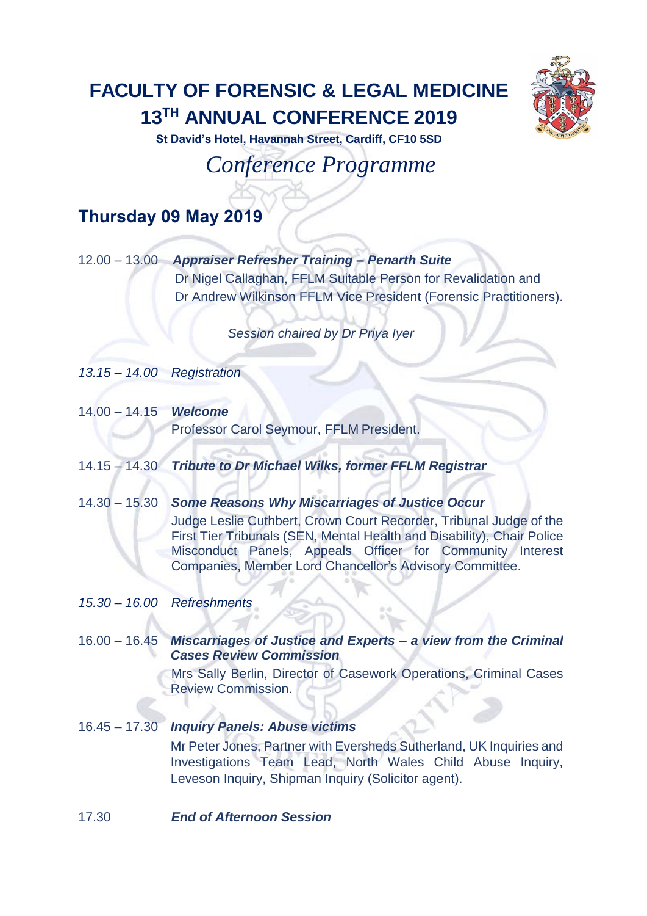# FACULTY OF FORENSIC & LEGAL MEDICINE
# 13TH ANNUAL CONFERENCE 2019

**St David's Hotel, Havannah Street, Cardiff, CF10 5SD**

*Conference Programme*

## Thursday 09 May 2019

12.00 – 13.00 ***Appraiser Refresher Training – Penarth Suite***
Dr Nigel Callaghan, FFLM Suitable Person for Revalidation and Dr Andrew Wilkinson FFLM Vice President (Forensic Practitioners).

*Session chaired by Dr Priya Iyer*

*13.15 – 14.00 Registration*

14.00 – 14.15 ***Welcome***
Professor Carol Seymour, FFLM President.

14.15 – 14.30 ***Tribute to Dr Michael Wilks, former FFLM Registrar***

14.30 – 15.30 ***Some Reasons Why Miscarriages of Justice Occur***
Judge Leslie Cuthbert, Crown Court Recorder, Tribunal Judge of the First Tier Tribunals (SEN, Mental Health and Disability), Chair Police Misconduct Panels, Appeals Officer for Community Interest Companies, Member Lord Chancellor's Advisory Committee.

*15.30 – 16.00 Refreshments*

16.00 – 16.45 ***Miscarriages of Justice and Experts – a view from the Criminal Cases Review Commission***
Mrs Sally Berlin, Director of Casework Operations, Criminal Cases Review Commission.

16.45 – 17.30 ***Inquiry Panels: Abuse victims***
Mr Peter Jones, Partner with Eversheds Sutherland, UK Inquiries and Investigations Team Lead, North Wales Child Abuse Inquiry, Leveson Inquiry, Shipman Inquiry (Solicitor agent).

17.30 ***End of Afternoon Session***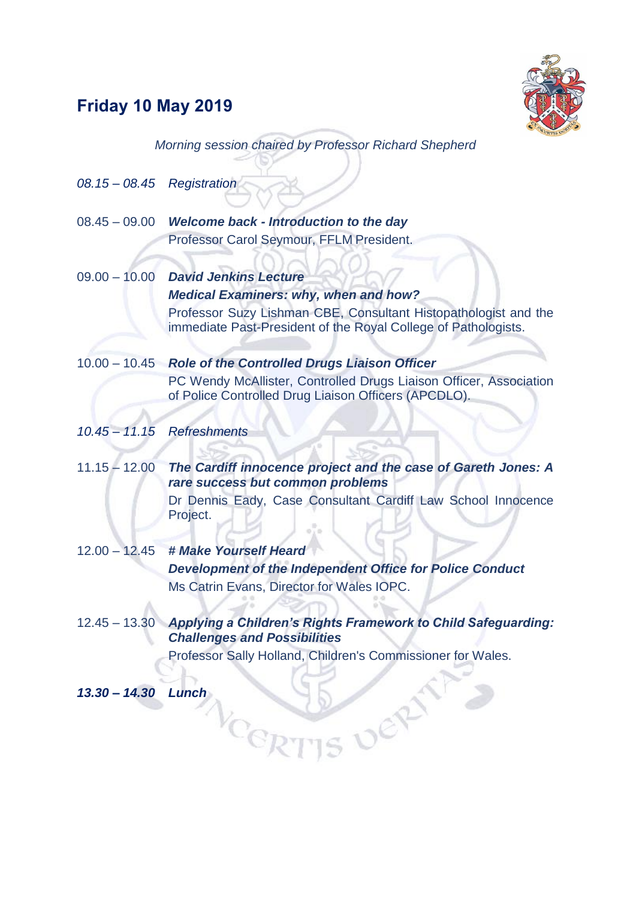## Friday 10 May 2019

*Morning session chaired by Professor Richard Shepherd*

*08.15 – 08.45* *Registration*

08.45 – 09.00 ***Welcome back - Introduction to the day***
Professor Carol Seymour, FFLM President.

09.00 – 10.00 ***David Jenkins Lecture***
***Medical Examiners: why, when and how?***
Professor Suzy Lishman CBE, Consultant Histopathologist and the immediate Past-President of the Royal College of Pathologists.

10.00 – 10.45 ***Role of the Controlled Drugs Liaison Officer***
PC Wendy McAllister, Controlled Drugs Liaison Officer, Association of Police Controlled Drug Liaison Officers (APCDLO).

*10.45 – 11.15* *Refreshments*

11.15 – 12.00 ***The Cardiff innocence project and the case of Gareth Jones: A rare success but common problems***
Dr Dennis Eady, Case Consultant Cardiff Law School Innocence Project.

12.00 – 12.45 ***# Make Yourself Heard***
***Development of the Independent Office for Police Conduct***
Ms Catrin Evans, Director for Wales IOPC.

12.45 – 13.30 ***Applying a Children's Rights Framework to Child Safeguarding: Challenges and Possibilities***
Professor Sally Holland, Children's Commissioner for Wales.

***13.30 – 14.30*** ***Lunch***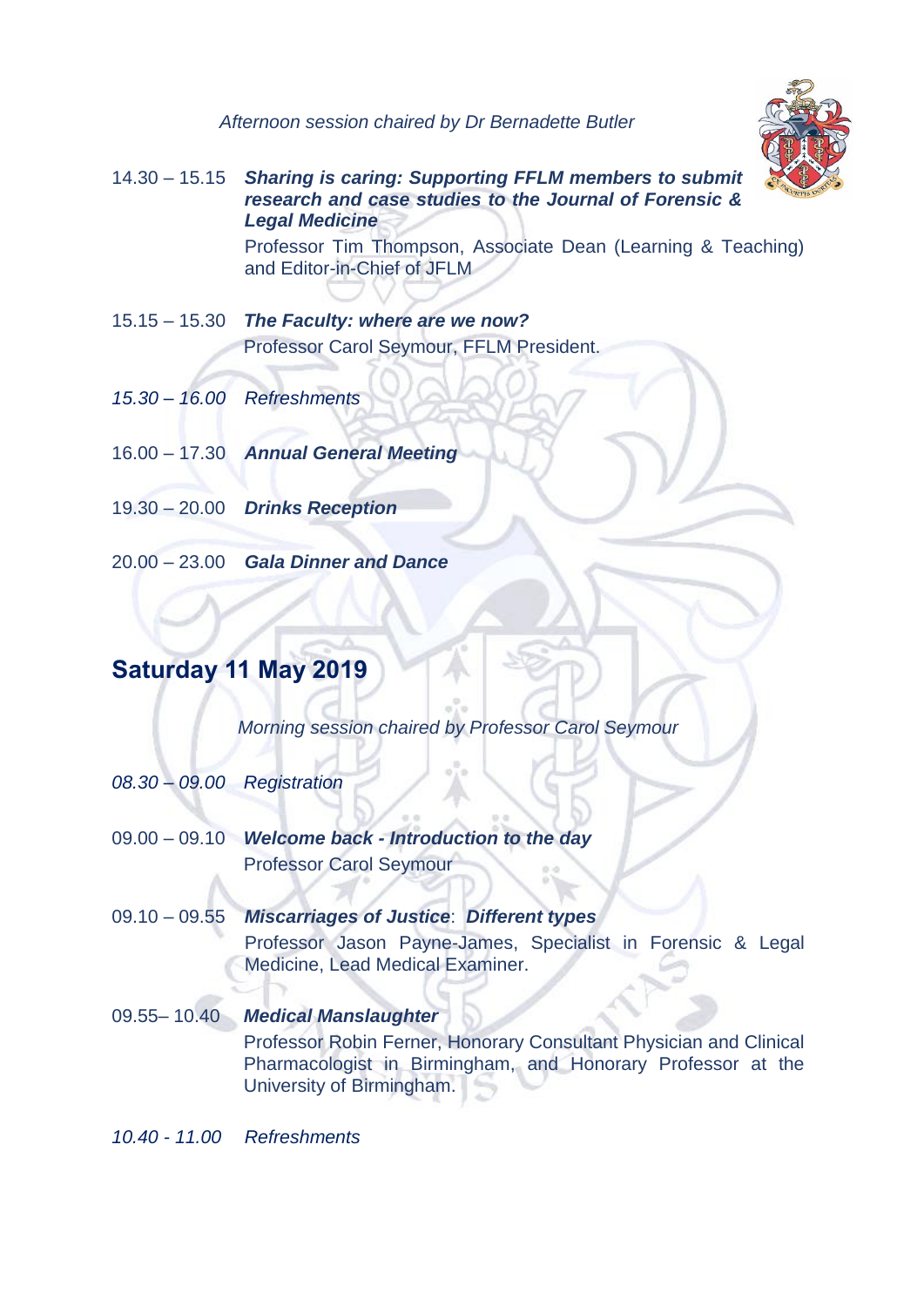*Afternoon session chaired by Dr Bernadette Butler*

14.30 – 15.15 ***Sharing is caring: Supporting FFLM members to submit research and case studies to the Journal of Forensic & Legal Medicine***
Professor Tim Thompson, Associate Dean (Learning & Teaching) and Editor-in-Chief of JFLM

15.15 – 15.30 ***The Faculty: where are we now?***
Professor Carol Seymour, FFLM President.

*15.30 – 16.00 Refreshments*

16.00 – 17.30 ***Annual General Meeting***

19.30 – 20.00 ***Drinks Reception***

20.00 – 23.00 ***Gala Dinner and Dance***

## Saturday 11 May 2019

*Morning session chaired by Professor Carol Seymour*

*08.30 – 09.00 Registration*

09.00 – 09.10 ***Welcome back - Introduction to the day***
Professor Carol Seymour

09.10 – 09.55 ***Miscarriages of Justice***: ***Different types***
Professor Jason Payne-James, Specialist in Forensic & Legal Medicine, Lead Medical Examiner.

09.55– 10.40 ***Medical Manslaughter***
Professor Robin Ferner, Honorary Consultant Physician and Clinical Pharmacologist in Birmingham, and Honorary Professor at the University of Birmingham.

*10.40 - 11.00 Refreshments*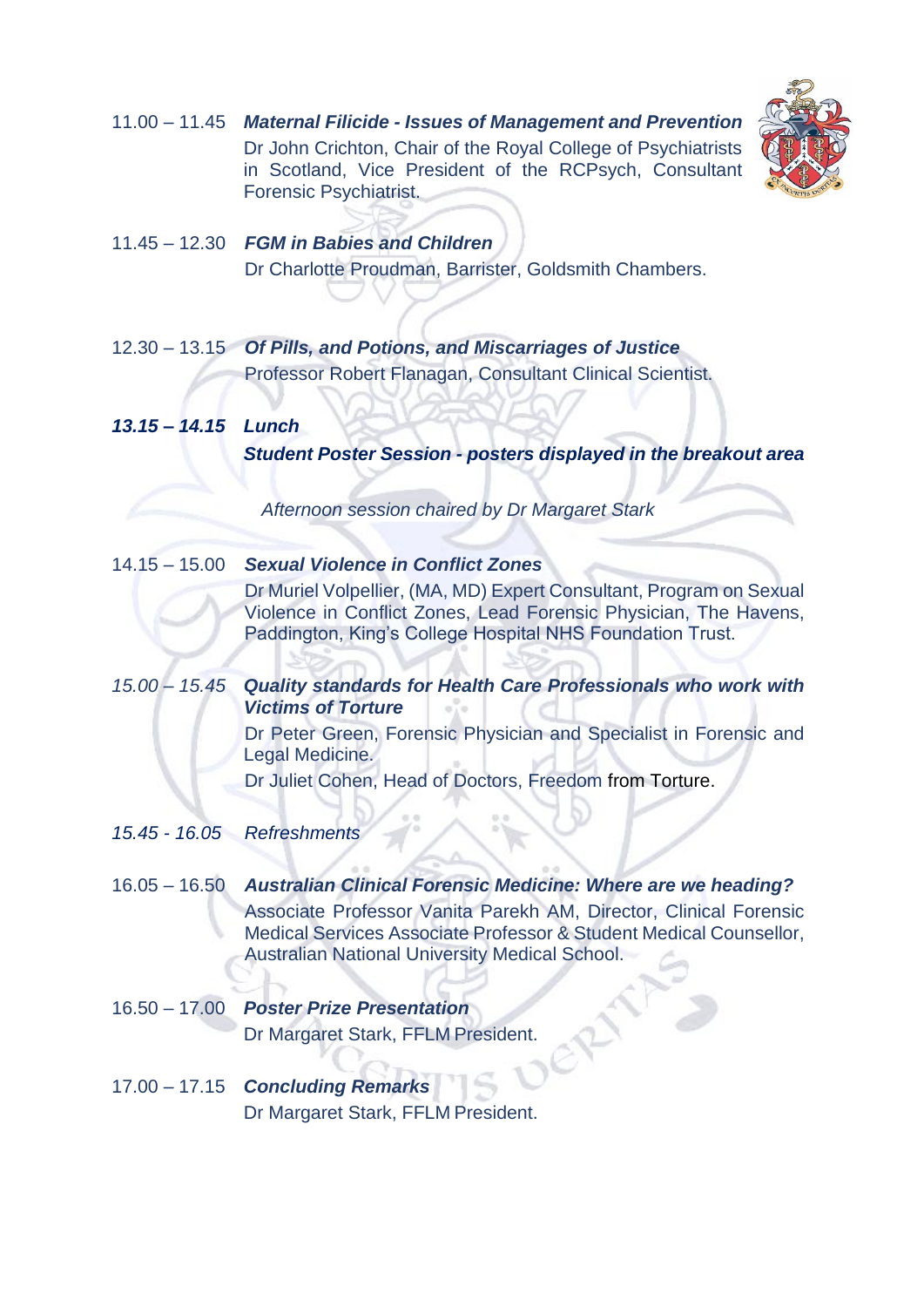11.00 – 11.45 ***Maternal Filicide - Issues of Management and Prevention***
Dr John Crichton, Chair of the Royal College of Psychiatrists in Scotland, Vice President of the RCPsych, Consultant Forensic Psychiatrist.

11.45 – 12.30 ***FGM in Babies and Children***
Dr Charlotte Proudman, Barrister, Goldsmith Chambers.

12.30 – 13.15 ***Of Pills, and Potions, and Miscarriages of Justice***
Professor Robert Flanagan, Consultant Clinical Scientist.

***13.15 – 14.15 Lunch***

***Student Poster Session - posters displayed in the breakout area***

*Afternoon session chaired by Dr Margaret Stark*

14.15 – 15.00 ***Sexual Violence in Conflict Zones***
Dr Muriel Volpellier, (MA, MD) Expert Consultant, Program on Sexual Violence in Conflict Zones, Lead Forensic Physician, The Havens, Paddington, King's College Hospital NHS Foundation Trust.

*15.00 – 15.45* ***Quality standards for Health Care Professionals who work with Victims of Torture***
Dr Peter Green, Forensic Physician and Specialist in Forensic and Legal Medicine.
Dr Juliet Cohen, Head of Doctors, Freedom from Torture.

*15.45 - 16.05 Refreshments*

16.05 – 16.50 ***Australian Clinical Forensic Medicine: Where are we heading?***
Associate Professor Vanita Parekh AM, Director, Clinical Forensic Medical Services Associate Professor & Student Medical Counsellor, Australian National University Medical School.

16.50 – 17.00 ***Poster Prize Presentation***
Dr Margaret Stark, FFLM President.

17.00 – 17.15 ***Concluding Remarks***
Dr Margaret Stark, FFLM President.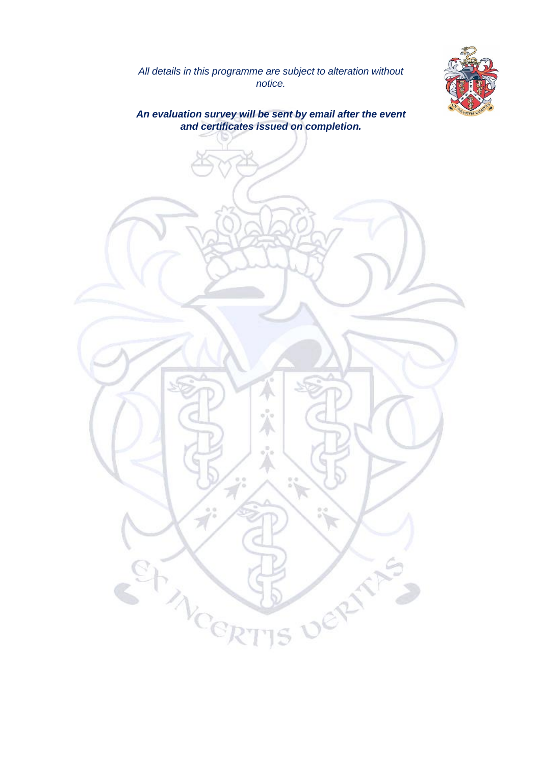*All details in this programme are subject to alteration without notice.*

***An evaluation survey will be sent by email after the event and certificates issued on completion.***